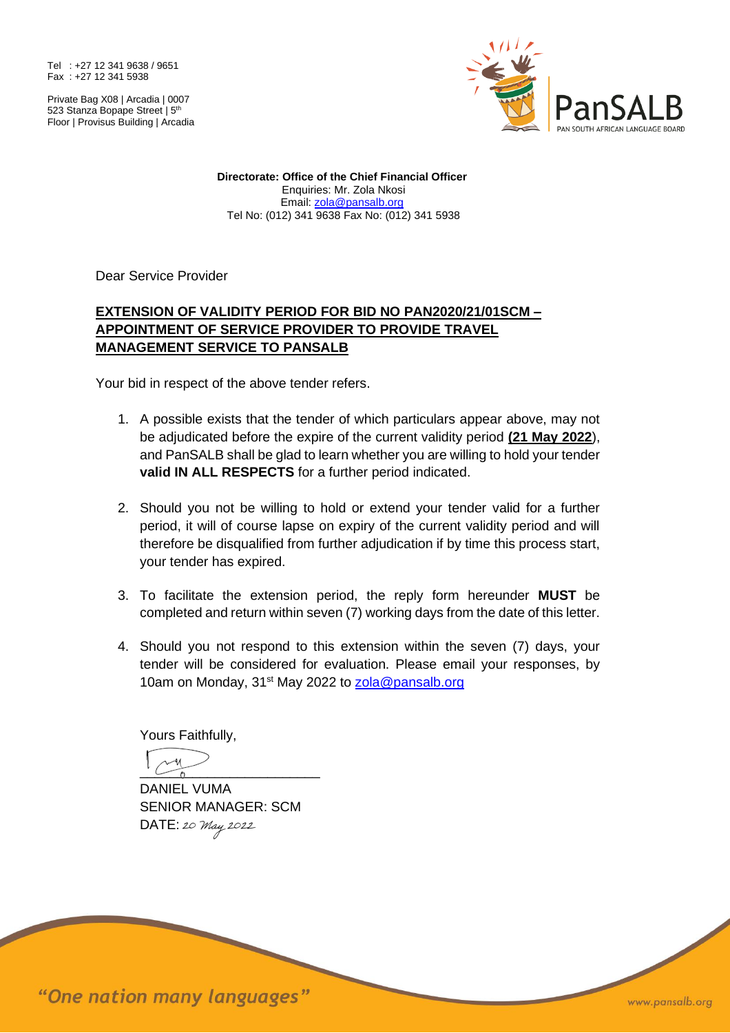Tel : +27 12 341 9638 / 9651
Fax : +27 12 341 5938

Private Bag X08 | Arcadia | 0007
523 Stanza Bopape Street | 5th Floor | Provisus Building | Arcadia

PanSALB
PAN SOUTH AFRICAN LANGUAGE BOARD

**Directorate: Office of the Chief Financial Officer**
Enquiries: Mr. Zola Nkosi
Email: zola@pansalb.org
Tel No: (012) 341 9638 Fax No: (012) 341 5938

Dear Service Provider

**EXTENSION OF VALIDITY PERIOD FOR BID NO PAN2020/21/01SCM – APPOINTMENT OF SERVICE PROVIDER TO PROVIDE TRAVEL MANAGEMENT SERVICE TO PANSALB**

Your bid in respect of the above tender refers.

1. A possible exists that the tender of which particulars appear above, may not be adjudicated before the expire of the current validity period **(21 May 2022**), and PanSALB shall be glad to learn whether you are willing to hold your tender **valid IN ALL RESPECTS** for a further period indicated.

2. Should you not be willing to hold or extend your tender valid for a further period, it will of course lapse on expiry of the current validity period and will therefore be disqualified from further adjudication if by time this process start, your tender has expired.

3. To facilitate the extension period, the reply form hereunder **MUST** be completed and return within seven (7) working days from the date of this letter.

4. Should you not respond to this extension within the seven (7) days, your tender will be considered for evaluation. Please email your responses, by 10am on Monday, 31st May 2022 to zola@pansalb.org

Yours Faithfully,

DANIEL VUMA
SENIOR MANAGER: SCM
DATE: *20 May 2022*

*"One nation many languages"*

www.pansalb.org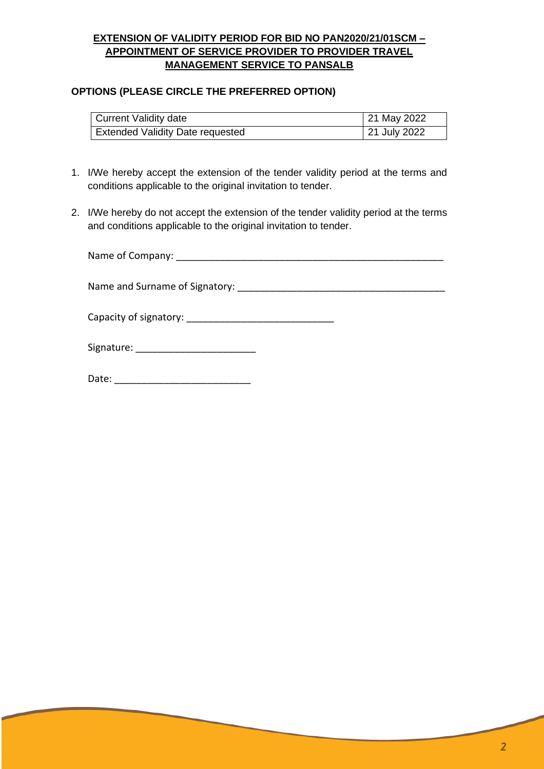**EXTENSION OF VALIDITY PERIOD FOR BID NO PAN2020/21/01SCM – APPOINTMENT OF SERVICE PROVIDER TO PROVIDER TRAVEL MANAGEMENT SERVICE TO PANSALB**

**OPTIONS (PLEASE CIRCLE THE PREFERRED OPTION)**

| | |
|---|---|
| Current Validity date | 21 May 2022 |
| Extended Validity Date requested | 21 July 2022 |

1. I/We hereby accept the extension of the tender validity period at the terms and conditions applicable to the original invitation to tender.

2. I/We hereby do not accept the extension of the tender validity period at the terms and conditions applicable to the original invitation to tender.

Name of Company: ___________________________________________________

Name and Surname of Signatory: _______________________________________

Capacity of signatory: ___________________________

Signature: ______________________

Date: _________________________